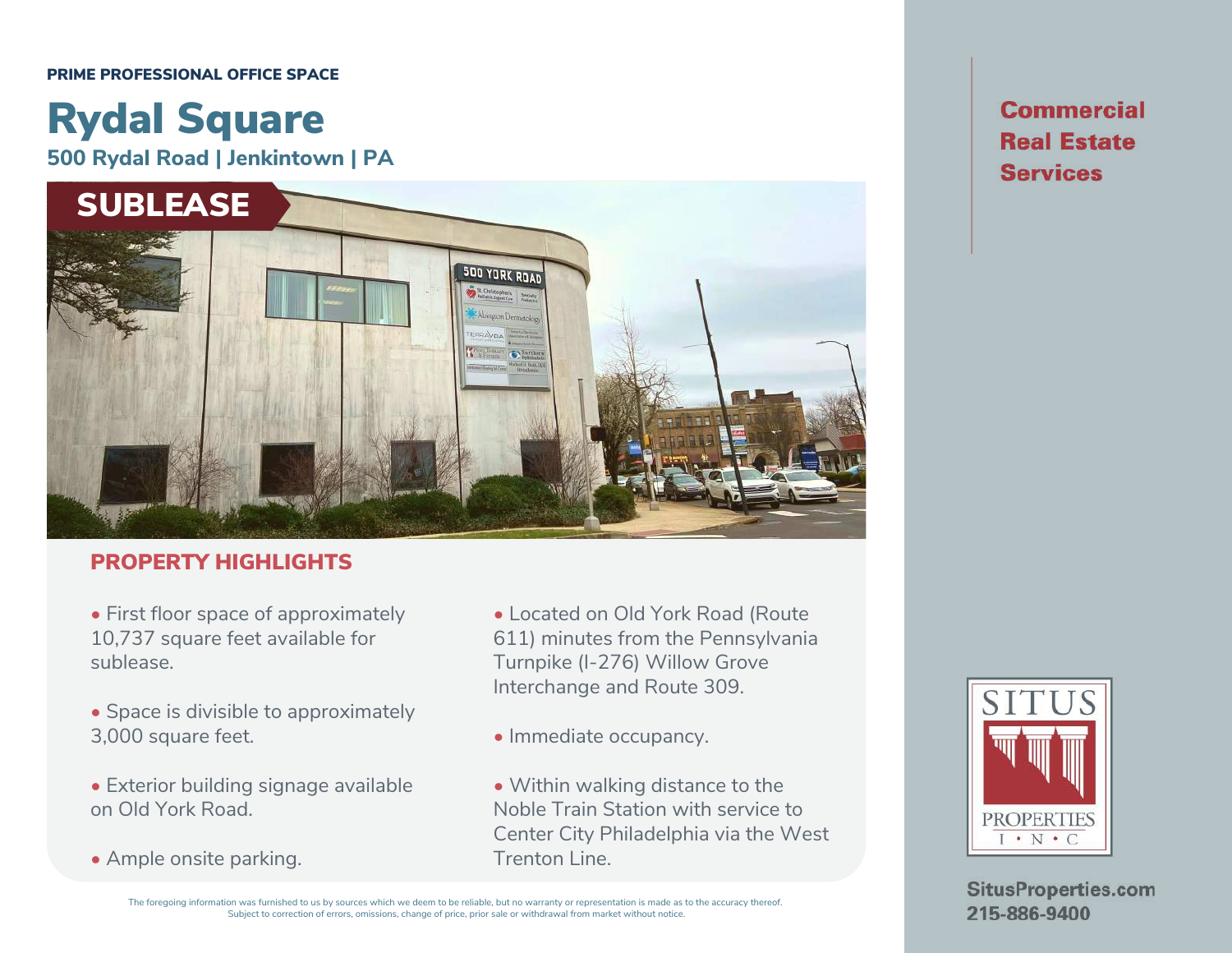PRIME PROFESSIONAL OFFICE SPACE

# Rydal Square

### 500 Rydal Road | Jenkintown | PA

**SUBLEASE**

**Commercial Real Estate Services**

## PROPERTY HIGHLIGHTS

- First floor space of approximately 10,737 square feet available for sublease.
- Space is divisible to approximately 3,000 square feet.
- Exterior building signage available on Old York Road.
- Ample onsite parking.
- Located on Old York Road (Route 611) minutes from the Pennsylvania Turnpike (I-276) Willow Grove Interchange and Route 309.
- Immediate occupancy.
- Within walking distance to the Noble Train Station with service to Center City Philadelphia via the West Trenton Line.

SITUS PROPERTIES INC

SitusProperties.com
215-886-9400

The foregoing information was furnished to us by sources which we deem to be reliable, but no warranty or representation is made as to the accuracy thereof. Subject to correction of errors, omissions, change of price, prior sale or withdrawal from market without notice.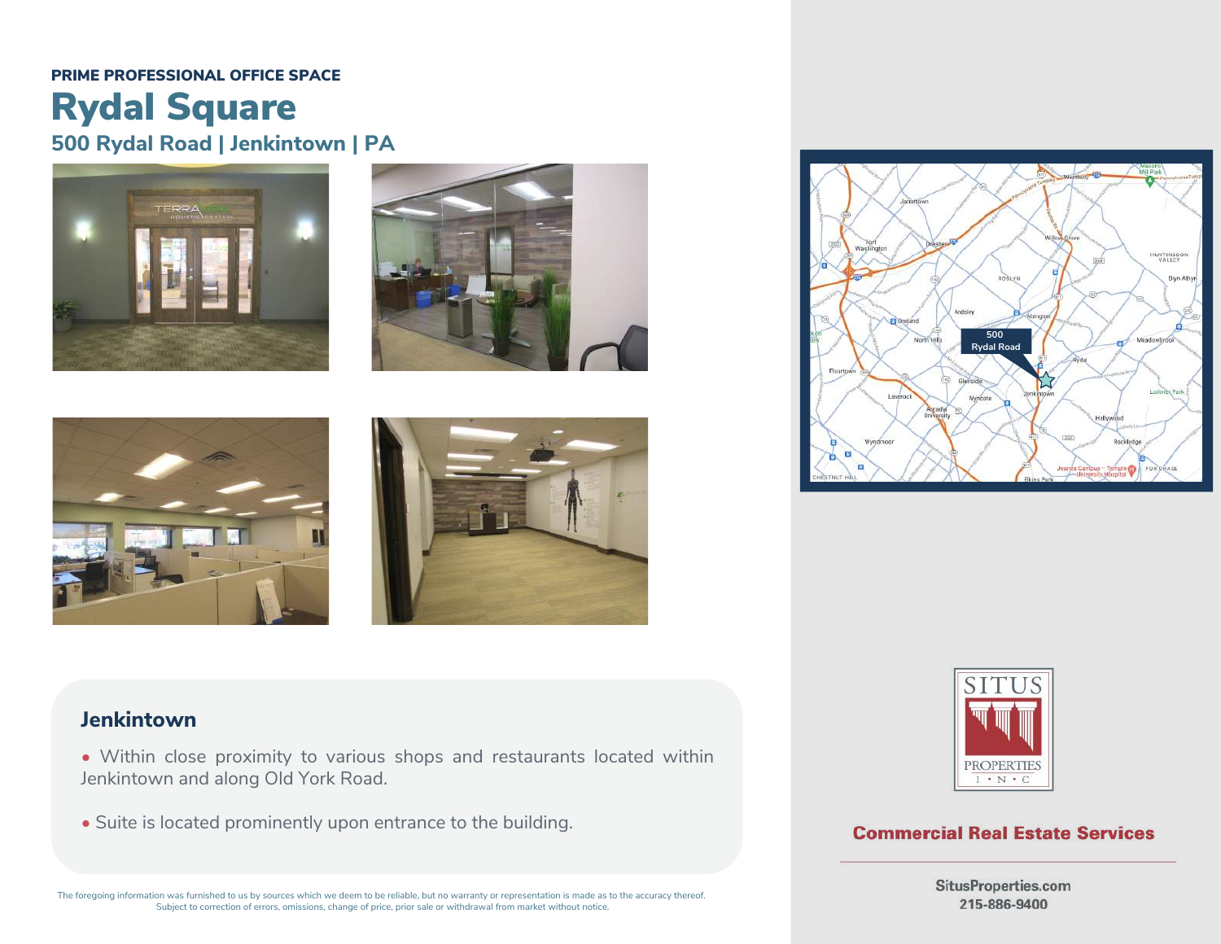**PRIME PROFESSIONAL OFFICE SPACE**

# Rydal Square

## 500 Rydal Road | Jenkintown | PA

### Jenkintown

- Within close proximity to various shops and restaurants located within Jenkintown and along Old York Road.
- Suite is located prominently upon entrance to the building.

The foregoing information was furnished to us by sources which we deem to be reliable, but no warranty or representation is made as to the accuracy thereof. Subject to correction of errors, omissions, change of price, prior sale or withdrawal from market without notice.

500 Rydal Road

SITUS PROPERTIES I • N • C

**Commercial Real Estate Services**

SitusProperties.com
215-886-9400